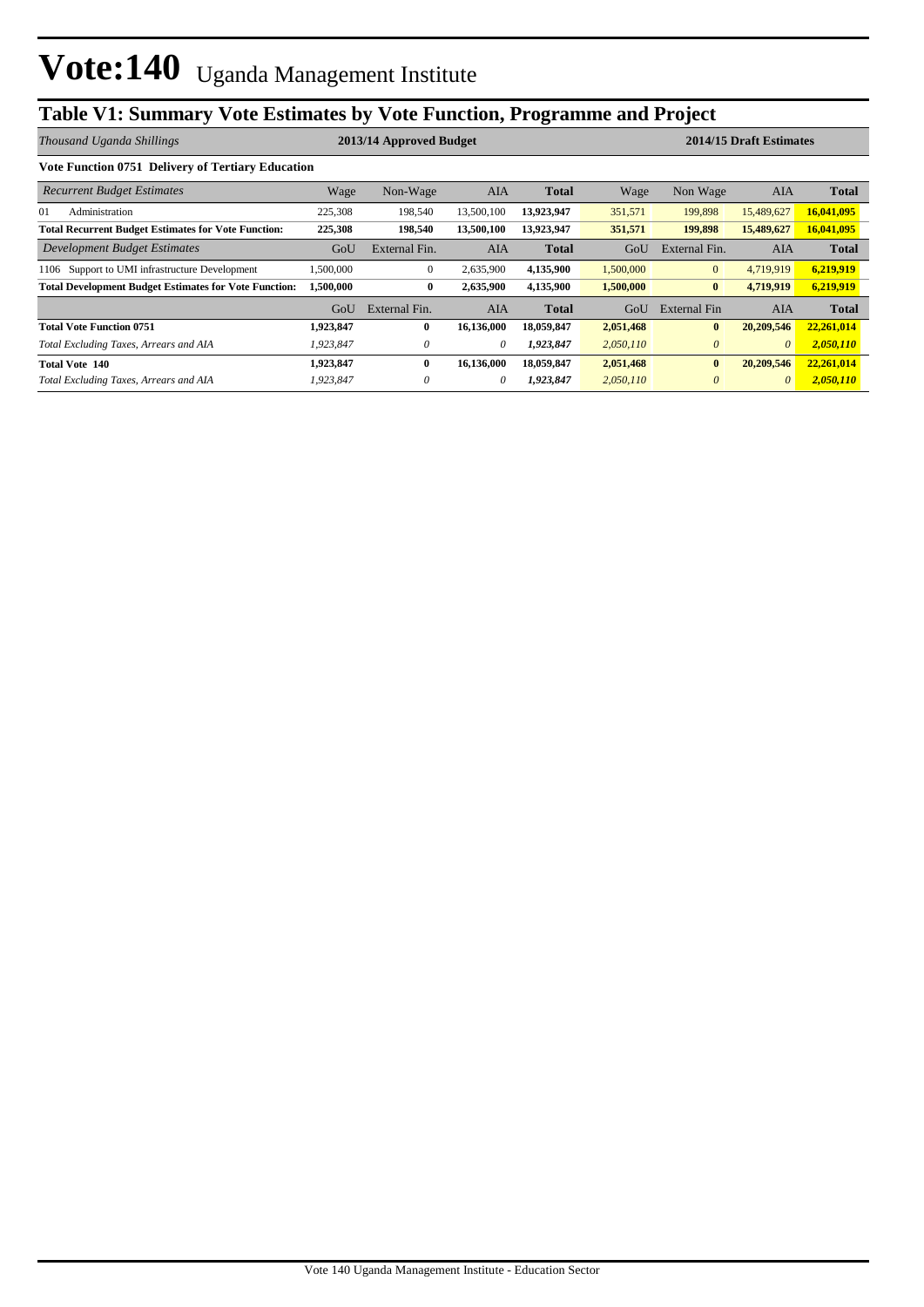# Vote:140 Uganda Management Institute

## Table V1: Summary Vote Estimates by Vote Function, Programme and Project

| *Thousand Uganda Shillings* | 2013/14 Approved Budget | | | | 2014/15 Draft Estimates | | | |
|---|---|---|---|---|---|---|---|---|
| **Vote Function 0751 Delivery of Tertiary Education** | | | | | | | | |
| *Recurrent Budget Estimates* | Wage | Non-Wage | AIA | **Total** | Wage | Non Wage | AIA | **Total** |
| 01 Administration | 225,308 | 198,540 | 13,500,100 | **13,923,947** | 351,571 | 199,898 | 15,489,627 | **16,041,095** |
| **Total Recurrent Budget Estimates for Vote Function:** | **225,308** | **198,540** | **13,500,100** | **13,923,947** | **351,571** | **199,898** | **15,489,627** | **16,041,095** |
| *Development Budget Estimates* | GoU | External Fin. | AIA | **Total** | GoU | External Fin. | AIA | **Total** |
| 1106 Support to UMI infrastructure Development | 1,500,000 | 0 | 2,635,900 | **4,135,900** | 1,500,000 | 0 | 4,719,919 | **6,219,919** |
| **Total Development Budget Estimates for Vote Function:** | **1,500,000** | **0** | **2,635,900** | **4,135,900** | **1,500,000** | **0** | **4,719,919** | **6,219,919** |
| | GoU | External Fin. | AIA | **Total** | GoU | External Fin | AIA | **Total** |
| **Total Vote Function 0751** | **1,923,847** | **0** | **16,136,000** | **18,059,847** | **2,051,468** | **0** | **20,209,546** | **22,261,014** |
| *Total Excluding Taxes, Arrears and AIA* | *1,923,847* | *0* | *0* | ***1,923,847*** | *2,050,110* | *0* | *0* | ***2,050,110*** |
| **Total Vote 140** | **1,923,847** | **0** | **16,136,000** | **18,059,847** | **2,051,468** | **0** | **20,209,546** | **22,261,014** |
| *Total Excluding Taxes, Arrears and AIA* | *1,923,847* | *0* | *0* | ***1,923,847*** | *2,050,110* | *0* | *0* | ***2,050,110*** |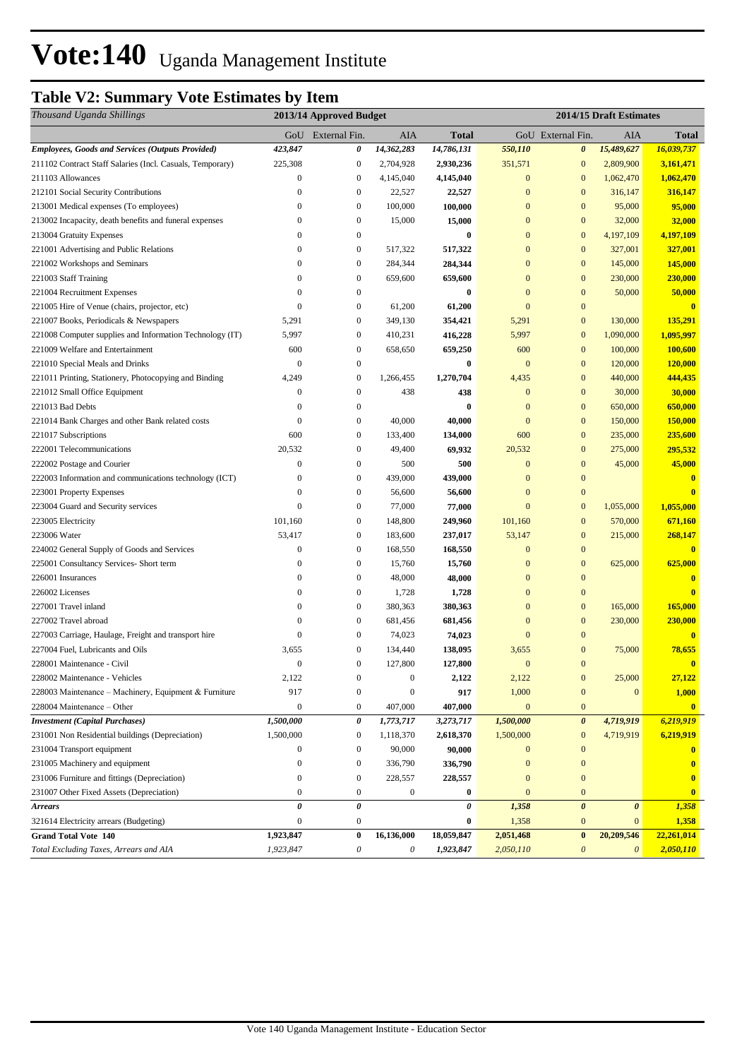# Vote:140 Uganda Management Institute

## Table V2: Summary Vote Estimates by Item

| *Thousand Uganda Shillings* | 2013/14 Approved Budget | | | | 2014/15 Draft Estimates | | | |
|---|---|---|---|---|---|---|---|---|
| | GoU | External Fin. | AIA | Total | GoU | External Fin. | AIA | Total |
| ***Employees, Goods and Services (Outputs Provided)*** | ***423,847*** | ***0*** | ***14,362,283*** | ***14,786,131*** | ***550,110*** | ***0*** | ***15,489,627*** | ***16,039,737*** |
| 211102 Contract Staff Salaries (Incl. Casuals, Temporary) | 225,308 | 0 | 2,704,928 | **2,930,236** | 351,571 | 0 | 2,809,900 | **3,161,471** |
| 211103 Allowances | 0 | 0 | 4,145,040 | **4,145,040** | 0 | 0 | 1,062,470 | **1,062,470** |
| 212101 Social Security Contributions | 0 | 0 | 22,527 | **22,527** | 0 | 0 | 316,147 | **316,147** |
| 213001 Medical expenses (To employees) | 0 | 0 | 100,000 | **100,000** | 0 | 0 | 95,000 | **95,000** |
| 213002 Incapacity, death benefits and funeral expenses | 0 | 0 | 15,000 | **15,000** | 0 | 0 | 32,000 | **32,000** |
| 213004 Gratuity Expenses | 0 | 0 | | **0** | 0 | 0 | 4,197,109 | **4,197,109** |
| 221001 Advertising and Public Relations | 0 | 0 | 517,322 | **517,322** | 0 | 0 | 327,001 | **327,001** |
| 221002 Workshops and Seminars | 0 | 0 | 284,344 | **284,344** | 0 | 0 | 145,000 | **145,000** |
| 221003 Staff Training | 0 | 0 | 659,600 | **659,600** | 0 | 0 | 230,000 | **230,000** |
| 221004 Recruitment Expenses | 0 | 0 | | **0** | 0 | 0 | 50,000 | **50,000** |
| 221005 Hire of Venue (chairs, projector, etc) | 0 | 0 | 61,200 | **61,200** | 0 | 0 | | **0** |
| 221007 Books, Periodicals & Newspapers | 5,291 | 0 | 349,130 | **354,421** | 5,291 | 0 | 130,000 | **135,291** |
| 221008 Computer supplies and Information Technology (IT) | 5,997 | 0 | 410,231 | **416,228** | 5,997 | 0 | 1,090,000 | **1,095,997** |
| 221009 Welfare and Entertainment | 600 | 0 | 658,650 | **659,250** | 600 | 0 | 100,000 | **100,600** |
| 221010 Special Meals and Drinks | 0 | 0 | | **0** | 0 | 0 | 120,000 | **120,000** |
| 221011 Printing, Stationery, Photocopying and Binding | 4,249 | 0 | 1,266,455 | **1,270,704** | 4,435 | 0 | 440,000 | **444,435** |
| 221012 Small Office Equipment | 0 | 0 | 438 | **438** | 0 | 0 | 30,000 | **30,000** |
| 221013 Bad Debts | 0 | 0 | | **0** | 0 | 0 | 650,000 | **650,000** |
| 221014 Bank Charges and other Bank related costs | 0 | 0 | 40,000 | **40,000** | 0 | 0 | 150,000 | **150,000** |
| 221017 Subscriptions | 600 | 0 | 133,400 | **134,000** | 600 | 0 | 235,000 | **235,600** |
| 222001 Telecommunications | 20,532 | 0 | 49,400 | **69,932** | 20,532 | 0 | 275,000 | **295,532** |
| 222002 Postage and Courier | 0 | 0 | 500 | **500** | 0 | 0 | 45,000 | **45,000** |
| 222003 Information and communications technology (ICT) | 0 | 0 | 439,000 | **439,000** | 0 | 0 | | **0** |
| 223001 Property Expenses | 0 | 0 | 56,600 | **56,600** | 0 | 0 | | **0** |
| 223004 Guard and Security services | 0 | 0 | 77,000 | **77,000** | 0 | 0 | 1,055,000 | **1,055,000** |
| 223005 Electricity | 101,160 | 0 | 148,800 | **249,960** | 101,160 | 0 | 570,000 | **671,160** |
| 223006 Water | 53,417 | 0 | 183,600 | **237,017** | 53,147 | 0 | 215,000 | **268,147** |
| 224002 General Supply of Goods and Services | 0 | 0 | 168,550 | **168,550** | 0 | 0 | | **0** |
| 225001 Consultancy Services- Short term | 0 | 0 | 15,760 | **15,760** | 0 | 0 | 625,000 | **625,000** |
| 226001 Insurances | 0 | 0 | 48,000 | **48,000** | 0 | 0 | | **0** |
| 226002 Licenses | 0 | 0 | 1,728 | **1,728** | 0 | 0 | | **0** |
| 227001 Travel inland | 0 | 0 | 380,363 | **380,363** | 0 | 0 | 165,000 | **165,000** |
| 227002 Travel abroad | 0 | 0 | 681,456 | **681,456** | 0 | 0 | 230,000 | **230,000** |
| 227003 Carriage, Haulage, Freight and transport hire | 0 | 0 | 74,023 | **74,023** | 0 | 0 | | **0** |
| 227004 Fuel, Lubricants and Oils | 3,655 | 0 | 134,440 | **138,095** | 3,655 | 0 | 75,000 | **78,655** |
| 228001 Maintenance - Civil | 0 | 0 | 127,800 | **127,800** | 0 | 0 | | **0** |
| 228002 Maintenance - Vehicles | 2,122 | 0 | 0 | **2,122** | 2,122 | 0 | 25,000 | **27,122** |
| 228003 Maintenance – Machinery, Equipment & Furniture | 917 | 0 | 0 | **917** | 1,000 | 0 | 0 | **1,000** |
| 228004 Maintenance – Other | 0 | 0 | 407,000 | **407,000** | 0 | 0 | | **0** |
| ***Investment (Capital Purchases)*** | ***1,500,000*** | ***0*** | ***1,773,717*** | ***3,273,717*** | ***1,500,000*** | ***0*** | ***4,719,919*** | ***6,219,919*** |
| 231001 Non Residential buildings (Depreciation) | 1,500,000 | 0 | 1,118,370 | **2,618,370** | 1,500,000 | 0 | 4,719,919 | **6,219,919** |
| 231004 Transport equipment | 0 | 0 | 90,000 | **90,000** | 0 | 0 | | **0** |
| 231005 Machinery and equipment | 0 | 0 | 336,790 | **336,790** | 0 | 0 | | **0** |
| 231006 Furniture and fittings (Depreciation) | 0 | 0 | 228,557 | **228,557** | 0 | 0 | | **0** |
| 231007 Other Fixed Assets (Depreciation) | 0 | 0 | 0 | **0** | 0 | 0 | | **0** |
| ***Arrears*** | ***0*** | ***0*** | | ***0*** | ***1,358*** | ***0*** | ***0*** | ***1,358*** |
| 321614 Electricity arrears (Budgeting) | 0 | 0 | | **0** | 1,358 | 0 | 0 | **1,358** |
| **Grand Total Vote 140** | **1,923,847** | **0** | **16,136,000** | **18,059,847** | **2,051,468** | **0** | **20,209,546** | **22,261,014** |
| *Total Excluding Taxes, Arrears and AIA* | *1,923,847* | *0* | *0* | *1,923,847* | *2,050,110* | *0* | *0* | *2,050,110* |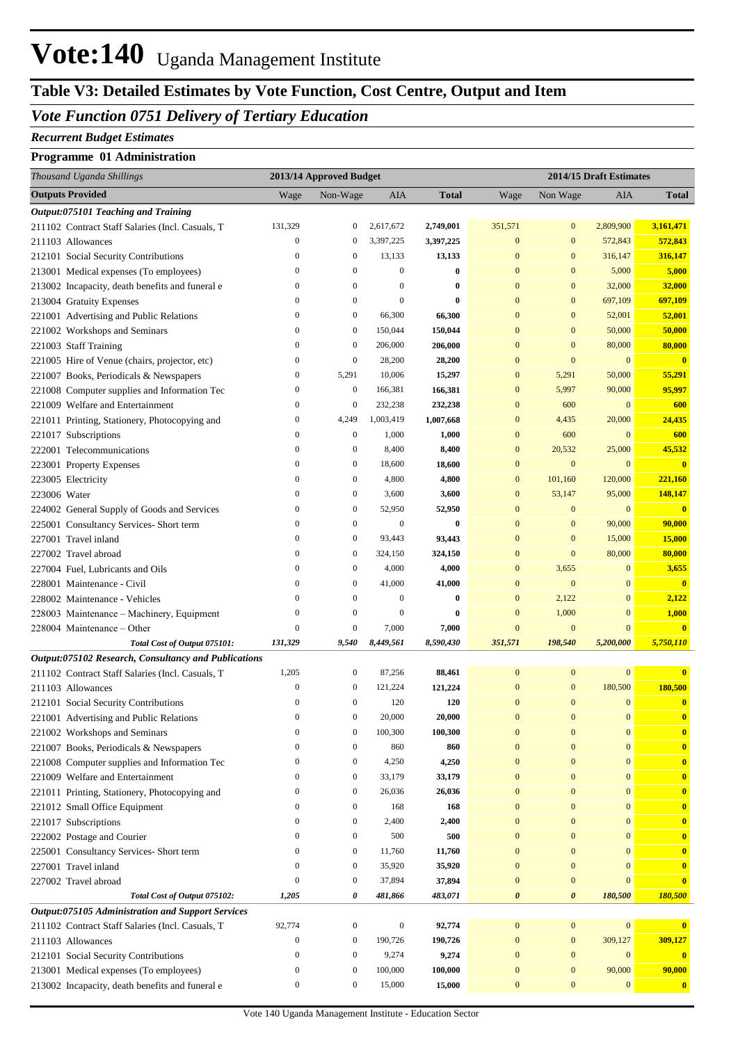# Vote:140 Uganda Management Institute

## Table V3: Detailed Estimates by Vote Function, Cost Centre, Output and Item

### *Vote Function 0751 Delivery of Tertiary Education*

#### *Recurrent Budget Estimates*

#### Programme 01 Administration

| *Thousand Uganda Shillings* | 2013/14 Approved Budget | | | | 2014/15 Draft Estimates | | | |
|---|---|---|---|---|---|---|---|---|
| **Outputs Provided** | Wage | Non-Wage | AIA | **Total** | Wage | Non Wage | AIA | **Total** |
| ***Output:075101 Teaching and Training*** | | | | | | | | |
| 211102 Contract Staff Salaries (Incl. Casuals, T | 131,329 | 0 | 2,617,672 | **2,749,001** | 351,571 | 0 | 2,809,900 | **3,161,471** |
| 211103 Allowances | 0 | 0 | 3,397,225 | **3,397,225** | 0 | 0 | 572,843 | **572,843** |
| 212101 Social Security Contributions | 0 | 0 | 13,133 | **13,133** | 0 | 0 | 316,147 | **316,147** |
| 213001 Medical expenses (To employees) | 0 | 0 | 0 | **0** | 0 | 0 | 5,000 | **5,000** |
| 213002 Incapacity, death benefits and funeral e | 0 | 0 | 0 | **0** | 0 | 0 | 32,000 | **32,000** |
| 213004 Gratuity Expenses | 0 | 0 | 0 | **0** | 0 | 0 | 697,109 | **697,109** |
| 221001 Advertising and Public Relations | 0 | 0 | 66,300 | **66,300** | 0 | 0 | 52,001 | **52,001** |
| 221002 Workshops and Seminars | 0 | 0 | 150,044 | **150,044** | 0 | 0 | 50,000 | **50,000** |
| 221003 Staff Training | 0 | 0 | 206,000 | **206,000** | 0 | 0 | 80,000 | **80,000** |
| 221005 Hire of Venue (chairs, projector, etc) | 0 | 0 | 28,200 | **28,200** | 0 | 0 | 0 | **0** |
| 221007 Books, Periodicals & Newspapers | 0 | 5,291 | 10,006 | **15,297** | 0 | 5,291 | 50,000 | **55,291** |
| 221008 Computer supplies and Information Tec | 0 | 0 | 166,381 | **166,381** | 0 | 5,997 | 90,000 | **95,997** |
| 221009 Welfare and Entertainment | 0 | 0 | 232,238 | **232,238** | 0 | 600 | 0 | **600** |
| 221011 Printing, Stationery, Photocopying and | 0 | 4,249 | 1,003,419 | **1,007,668** | 0 | 4,435 | 20,000 | **24,435** |
| 221017 Subscriptions | 0 | 0 | 1,000 | **1,000** | 0 | 600 | 0 | **600** |
| 222001 Telecommunications | 0 | 0 | 8,400 | **8,400** | 0 | 20,532 | 25,000 | **45,532** |
| 223001 Property Expenses | 0 | 0 | 18,600 | **18,600** | 0 | 0 | 0 | **0** |
| 223005 Electricity | 0 | 0 | 4,800 | **4,800** | 0 | 101,160 | 120,000 | **221,160** |
| 223006 Water | 0 | 0 | 3,600 | **3,600** | 0 | 53,147 | 95,000 | **148,147** |
| 224002 General Supply of Goods and Services | 0 | 0 | 52,950 | **52,950** | 0 | 0 | 0 | **0** |
| 225001 Consultancy Services- Short term | 0 | 0 | 0 | **0** | 0 | 0 | 90,000 | **90,000** |
| 227001 Travel inland | 0 | 0 | 93,443 | **93,443** | 0 | 0 | 15,000 | **15,000** |
| 227002 Travel abroad | 0 | 0 | 324,150 | **324,150** | 0 | 0 | 80,000 | **80,000** |
| 227004 Fuel, Lubricants and Oils | 0 | 0 | 4,000 | **4,000** | 0 | 3,655 | 0 | **3,655** |
| 228001 Maintenance - Civil | 0 | 0 | 41,000 | **41,000** | 0 | 0 | 0 | **0** |
| 228002 Maintenance - Vehicles | 0 | 0 | 0 | **0** | 0 | 2,122 | 0 | **2,122** |
| 228003 Maintenance – Machinery, Equipment | 0 | 0 | 0 | **0** | 0 | 1,000 | 0 | **1,000** |
| 228004 Maintenance – Other | 0 | 0 | 7,000 | **7,000** | 0 | 0 | 0 | **0** |
| ***Total Cost of Output 075101:*** | ***131,329*** | ***9,540*** | ***8,449,561*** | ***8,590,430*** | ***351,571*** | ***198,540*** | ***5,200,000*** | ***5,750,110*** |
| ***Output:075102 Research, Consultancy and Publications*** | | | | | | | | |
| 211102 Contract Staff Salaries (Incl. Casuals, T | 1,205 | 0 | 87,256 | **88,461** | 0 | 0 | 0 | **0** |
| 211103 Allowances | 0 | 0 | 121,224 | **121,224** | 0 | 0 | 180,500 | **180,500** |
| 212101 Social Security Contributions | 0 | 0 | 120 | **120** | 0 | 0 | 0 | **0** |
| 221001 Advertising and Public Relations | 0 | 0 | 20,000 | **20,000** | 0 | 0 | 0 | **0** |
| 221002 Workshops and Seminars | 0 | 0 | 100,300 | **100,300** | 0 | 0 | 0 | **0** |
| 221007 Books, Periodicals & Newspapers | 0 | 0 | 860 | **860** | 0 | 0 | 0 | **0** |
| 221008 Computer supplies and Information Tec | 0 | 0 | 4,250 | **4,250** | 0 | 0 | 0 | **0** |
| 221009 Welfare and Entertainment | 0 | 0 | 33,179 | **33,179** | 0 | 0 | 0 | **0** |
| 221011 Printing, Stationery, Photocopying and | 0 | 0 | 26,036 | **26,036** | 0 | 0 | 0 | **0** |
| 221012 Small Office Equipment | 0 | 0 | 168 | **168** | 0 | 0 | 0 | **0** |
| 221017 Subscriptions | 0 | 0 | 2,400 | **2,400** | 0 | 0 | 0 | **0** |
| 222002 Postage and Courier | 0 | 0 | 500 | **500** | 0 | 0 | 0 | **0** |
| 225001 Consultancy Services- Short term | 0 | 0 | 11,760 | **11,760** | 0 | 0 | 0 | **0** |
| 227001 Travel inland | 0 | 0 | 35,920 | **35,920** | 0 | 0 | 0 | **0** |
| 227002 Travel abroad | 0 | 0 | 37,894 | **37,894** | 0 | 0 | 0 | **0** |
| ***Total Cost of Output 075102:*** | ***1,205*** | ***0*** | ***481,866*** | ***483,071*** | ***0*** | ***0*** | ***180,500*** | ***180,500*** |
| ***Output:075105 Administration and Support Services*** | | | | | | | | |
| 211102 Contract Staff Salaries (Incl. Casuals, T | 92,774 | 0 | 0 | **92,774** | 0 | 0 | 0 | **0** |
| 211103 Allowances | 0 | 0 | 190,726 | **190,726** | 0 | 0 | 309,127 | **309,127** |
| 212101 Social Security Contributions | 0 | 0 | 9,274 | **9,274** | 0 | 0 | 0 | **0** |
| 213001 Medical expenses (To employees) | 0 | 0 | 100,000 | **100,000** | 0 | 0 | 90,000 | **90,000** |
| 213002 Incapacity, death benefits and funeral e | 0 | 0 | 15,000 | **15,000** | 0 | 0 | 0 | **0** |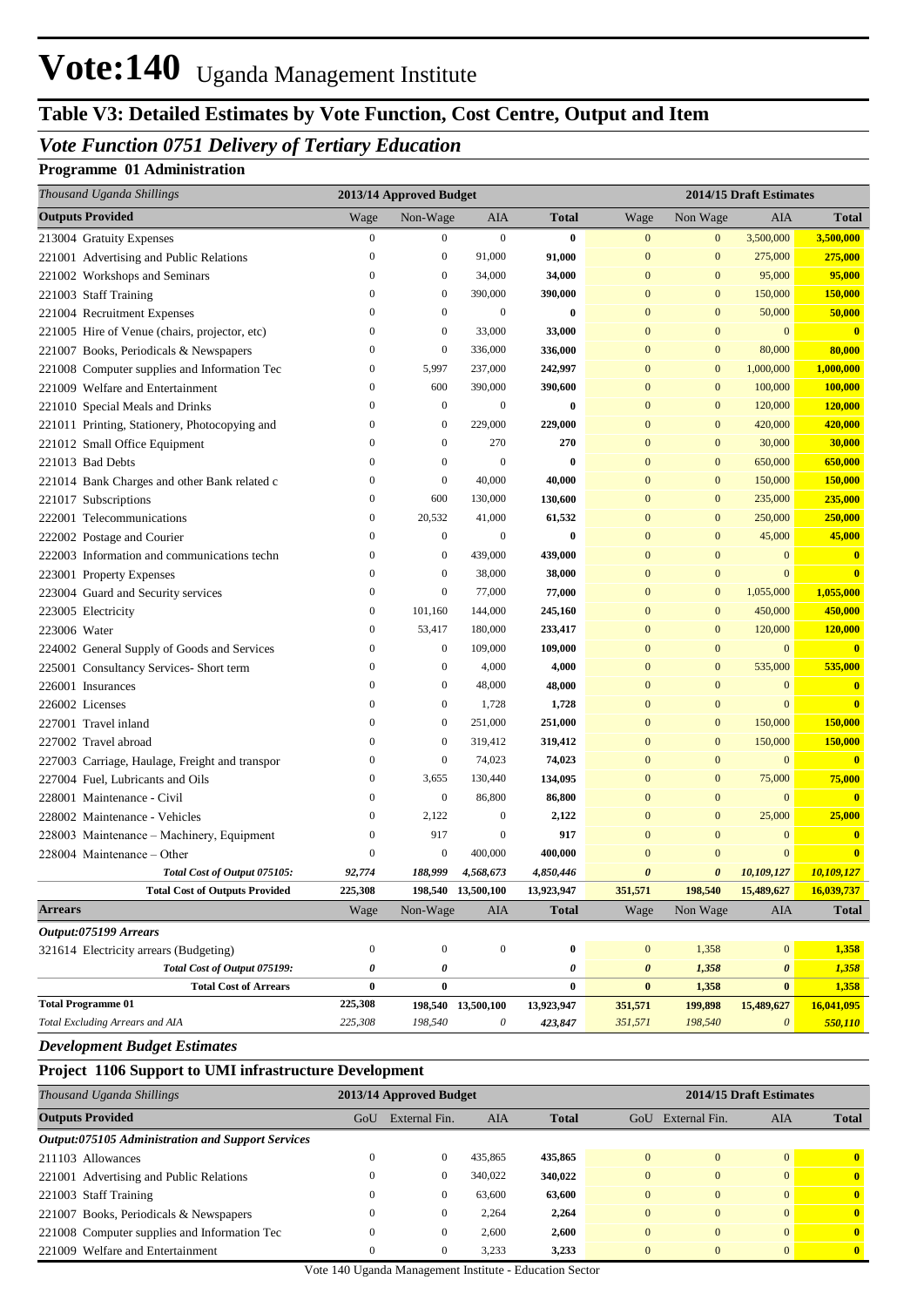# Vote:140 Uganda Management Institute

## Table V3: Detailed Estimates by Vote Function, Cost Centre, Output and Item

### *Vote Function 0751 Delivery of Tertiary Education*

#### Programme 01 Administration

| *Thousand Uganda Shillings* | 2013/14 Approved Budget | | | | 2014/15 Draft Estimates | | | |
|---|---|---|---|---|---|---|---|---|
| **Outputs Provided** | Wage | Non-Wage | AIA | **Total** | Wage | Non Wage | AIA | **Total** |
| 213004 Gratuity Expenses | 0 | 0 | 0 | **0** | 0 | 0 | 3,500,000 | **3,500,000** |
| 221001 Advertising and Public Relations | 0 | 0 | 91,000 | **91,000** | 0 | 0 | 275,000 | **275,000** |
| 221002 Workshops and Seminars | 0 | 0 | 34,000 | **34,000** | 0 | 0 | 95,000 | **95,000** |
| 221003 Staff Training | 0 | 0 | 390,000 | **390,000** | 0 | 0 | 150,000 | **150,000** |
| 221004 Recruitment Expenses | 0 | 0 | 0 | **0** | 0 | 0 | 50,000 | **50,000** |
| 221005 Hire of Venue (chairs, projector, etc) | 0 | 0 | 33,000 | **33,000** | 0 | 0 | 0 | **0** |
| 221007 Books, Periodicals & Newspapers | 0 | 0 | 336,000 | **336,000** | 0 | 0 | 80,000 | **80,000** |
| 221008 Computer supplies and Information Tec | 0 | 5,997 | 237,000 | **242,997** | 0 | 0 | 1,000,000 | **1,000,000** |
| 221009 Welfare and Entertainment | 0 | 600 | 390,000 | **390,600** | 0 | 0 | 100,000 | **100,000** |
| 221010 Special Meals and Drinks | 0 | 0 | 0 | **0** | 0 | 0 | 120,000 | **120,000** |
| 221011 Printing, Stationery, Photocopying and | 0 | 0 | 229,000 | **229,000** | 0 | 0 | 420,000 | **420,000** |
| 221012 Small Office Equipment | 0 | 0 | 270 | **270** | 0 | 0 | 30,000 | **30,000** |
| 221013 Bad Debts | 0 | 0 | 0 | **0** | 0 | 0 | 650,000 | **650,000** |
| 221014 Bank Charges and other Bank related c | 0 | 0 | 40,000 | **40,000** | 0 | 0 | 150,000 | **150,000** |
| 221017 Subscriptions | 0 | 600 | 130,000 | **130,600** | 0 | 0 | 235,000 | **235,000** |
| 222001 Telecommunications | 0 | 20,532 | 41,000 | **61,532** | 0 | 0 | 250,000 | **250,000** |
| 222002 Postage and Courier | 0 | 0 | 0 | **0** | 0 | 0 | 45,000 | **45,000** |
| 222003 Information and communications techn | 0 | 0 | 439,000 | **439,000** | 0 | 0 | 0 | **0** |
| 223001 Property Expenses | 0 | 0 | 38,000 | **38,000** | 0 | 0 | 0 | **0** |
| 223004 Guard and Security services | 0 | 0 | 77,000 | **77,000** | 0 | 0 | 1,055,000 | **1,055,000** |
| 223005 Electricity | 0 | 101,160 | 144,000 | **245,160** | 0 | 0 | 450,000 | **450,000** |
| 223006 Water | 0 | 53,417 | 180,000 | **233,417** | 0 | 0 | 120,000 | **120,000** |
| 224002 General Supply of Goods and Services | 0 | 0 | 109,000 | **109,000** | 0 | 0 | 0 | **0** |
| 225001 Consultancy Services- Short term | 0 | 0 | 4,000 | **4,000** | 0 | 0 | 535,000 | **535,000** |
| 226001 Insurances | 0 | 0 | 48,000 | **48,000** | 0 | 0 | 0 | **0** |
| 226002 Licenses | 0 | 0 | 1,728 | **1,728** | 0 | 0 | 0 | **0** |
| 227001 Travel inland | 0 | 0 | 251,000 | **251,000** | 0 | 0 | 150,000 | **150,000** |
| 227002 Travel abroad | 0 | 0 | 319,412 | **319,412** | 0 | 0 | 150,000 | **150,000** |
| 227003 Carriage, Haulage, Freight and transpor | 0 | 0 | 74,023 | **74,023** | 0 | 0 | 0 | **0** |
| 227004 Fuel, Lubricants and Oils | 0 | 3,655 | 130,440 | **134,095** | 0 | 0 | 75,000 | **75,000** |
| 228001 Maintenance - Civil | 0 | 0 | 86,800 | **86,800** | 0 | 0 | 0 | **0** |
| 228002 Maintenance - Vehicles | 0 | 2,122 | 0 | **2,122** | 0 | 0 | 25,000 | **25,000** |
| 228003 Maintenance – Machinery, Equipment | 0 | 917 | 0 | **917** | 0 | 0 | 0 | **0** |
| 228004 Maintenance – Other | 0 | 0 | 400,000 | **400,000** | 0 | 0 | 0 | **0** |
| ***Total Cost of Output 075105:*** | ***92,774*** | ***188,999*** | ***4,568,673*** | ***4,850,446*** | ***0*** | ***0*** | ***10,109,127*** | ***10,109,127*** |
| **Total Cost of Outputs Provided** | **225,308** | **198,540** | **13,500,100** | **13,923,947** | **351,571** | **198,540** | **15,489,627** | **16,039,737** |
| **Arrears** | Wage | Non-Wage | AIA | **Total** | Wage | Non Wage | AIA | **Total** |
| ***Output:075199 Arrears*** | | | | | | | | |
| 321614 Electricity arrears (Budgeting) | 0 | 0 | 0 | **0** | 0 | 1,358 | 0 | **1,358** |
| ***Total Cost of Output 075199:*** | ***0*** | ***0*** | | ***0*** | ***0*** | ***1,358*** | ***0*** | ***1,358*** |
| **Total Cost of Arrears** | **0** | **0** | | **0** | **0** | **1,358** | **0** | **1,358** |
| **Total Programme 01** | **225,308** | **198,540** | **13,500,100** | **13,923,947** | **351,571** | **199,898** | **15,489,627** | **16,041,095** |
| *Total Excluding Arrears and AIA* | *225,308* | *198,540* | *0* | ***423,847*** | *351,571* | *198,540* | ***0*** | ***550,110*** |

### *Development Budget Estimates*

#### Project 1106 Support to UMI infrastructure Development

| *Thousand Uganda Shillings* | 2013/14 Approved Budget | | | | 2014/15 Draft Estimates | | | |
|---|---|---|---|---|---|---|---|---|
| **Outputs Provided** | GoU | External Fin. | AIA | **Total** | GoU | External Fin. | AIA | **Total** |
| ***Output:075105 Administration and Support Services*** | | | | | | | | |
| 211103 Allowances | 0 | 0 | 435,865 | **435,865** | 0 | 0 | 0 | **0** |
| 221001 Advertising and Public Relations | 0 | 0 | 340,022 | **340,022** | 0 | 0 | 0 | **0** |
| 221003 Staff Training | 0 | 0 | 63,600 | **63,600** | 0 | 0 | 0 | **0** |
| 221007 Books, Periodicals & Newspapers | 0 | 0 | 2,264 | **2,264** | 0 | 0 | 0 | **0** |
| 221008 Computer supplies and Information Tec | 0 | 0 | 2,600 | **2,600** | 0 | 0 | 0 | **0** |
| 221009 Welfare and Entertainment | 0 | 0 | 3,233 | **3,233** | 0 | 0 | 0 | **0** |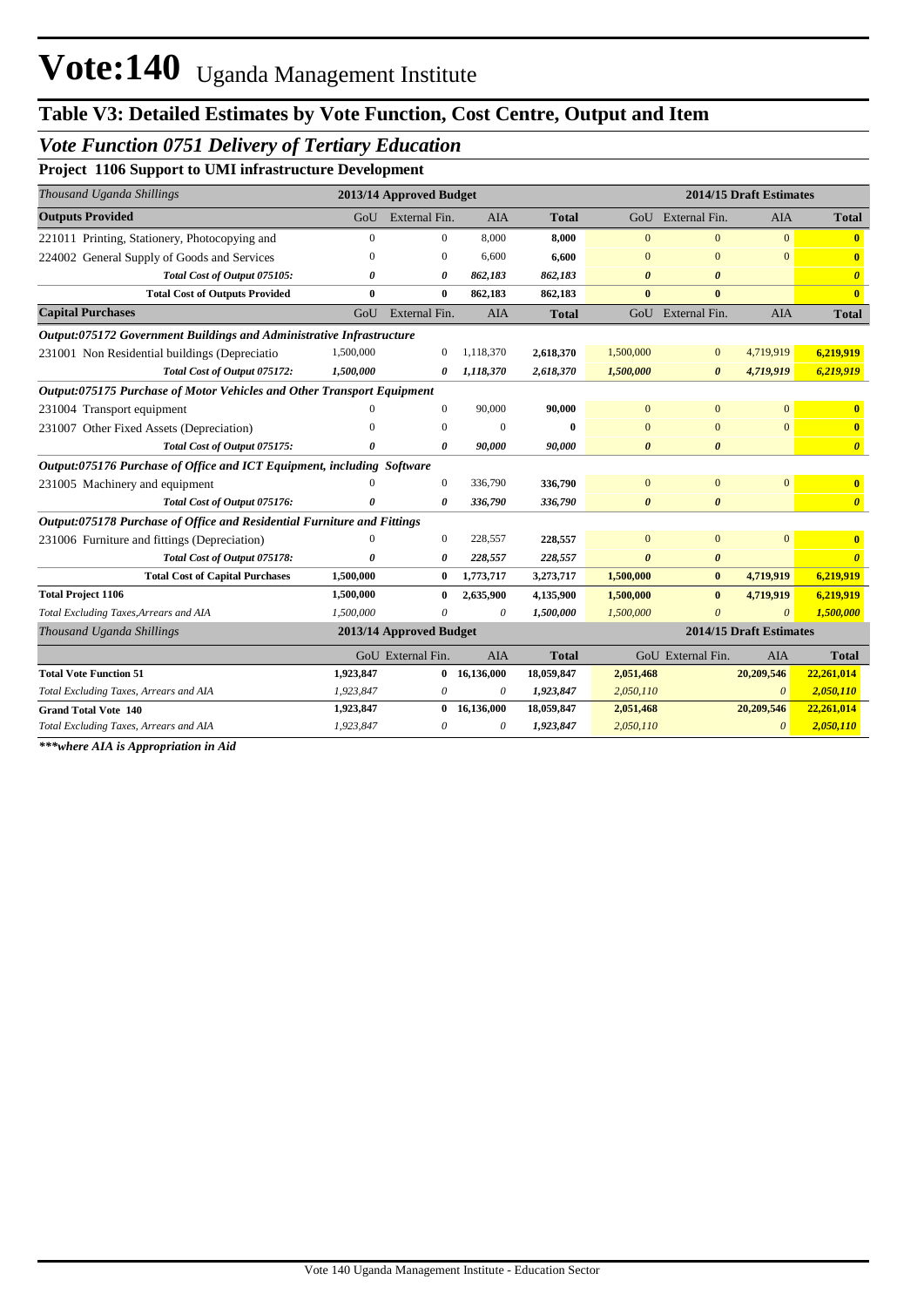# Vote:140 Uganda Management Institute

## Table V3: Detailed Estimates by Vote Function, Cost Centre, Output and Item

### *Vote Function 0751 Delivery of Tertiary Education*

**Project 1106 Support to UMI infrastructure Development**

| *Thousand Uganda Shillings* | 2013/14 Approved Budget | | | | 2014/15 Draft Estimates | | | |
|---|---|---|---|---|---|---|---|---|
| **Outputs Provided** | GoU | External Fin. | AIA | **Total** | GoU | External Fin. | AIA | **Total** |
| 221011 Printing, Stationery, Photocopying and | 0 | 0 | 8,000 | **8,000** | 0 | 0 | 0 | **0** |
| 224002 General Supply of Goods and Services | 0 | 0 | 6,600 | **6,600** | 0 | 0 | 0 | **0** |
| ***Total Cost of Output 075105:*** | ***0*** | ***0*** | ***862,183*** | ***862,183*** | ***0*** | ***0*** | | ***0*** |
| **Total Cost of Outputs Provided** | **0** | **0** | **862,183** | **862,183** | **0** | **0** | | **0** |
| **Capital Purchases** | GoU | External Fin. | AIA | **Total** | GoU | External Fin. | AIA | **Total** |
| ***Output:075172 Government Buildings and Administrative Infrastructure*** | | | | | | | | |
| 231001 Non Residential buildings (Depreciatio | 1,500,000 | 0 | 1,118,370 | **2,618,370** | 1,500,000 | 0 | 4,719,919 | **6,219,919** |
| ***Total Cost of Output 075172:*** | ***1,500,000*** | ***0*** | ***1,118,370*** | ***2,618,370*** | ***1,500,000*** | ***0*** | ***4,719,919*** | ***6,219,919*** |
| ***Output:075175 Purchase of Motor Vehicles and Other Transport Equipment*** | | | | | | | | |
| 231004 Transport equipment | 0 | 0 | 90,000 | **90,000** | 0 | 0 | 0 | **0** |
| 231007 Other Fixed Assets (Depreciation) | 0 | 0 | 0 | **0** | 0 | 0 | 0 | **0** |
| ***Total Cost of Output 075175:*** | ***0*** | ***0*** | ***90,000*** | ***90,000*** | ***0*** | ***0*** | | ***0*** |
| ***Output:075176 Purchase of Office and ICT Equipment, including Software*** | | | | | | | | |
| 231005 Machinery and equipment | 0 | 0 | 336,790 | **336,790** | 0 | 0 | 0 | **0** |
| ***Total Cost of Output 075176:*** | ***0*** | ***0*** | ***336,790*** | ***336,790*** | ***0*** | ***0*** | | ***0*** |
| ***Output:075178 Purchase of Office and Residential Furniture and Fittings*** | | | | | | | | |
| 231006 Furniture and fittings (Depreciation) | 0 | 0 | 228,557 | **228,557** | 0 | 0 | 0 | **0** |
| ***Total Cost of Output 075178:*** | ***0*** | ***0*** | ***228,557*** | ***228,557*** | ***0*** | ***0*** | | ***0*** |
| **Total Cost of Capital Purchases** | **1,500,000** | **0** | **1,773,717** | **3,273,717** | **1,500,000** | **0** | **4,719,919** | **6,219,919** |
| **Total Project 1106** | **1,500,000** | **0** | **2,635,900** | **4,135,900** | **1,500,000** | **0** | **4,719,919** | **6,219,919** |
| *Total Excluding Taxes,Arrears and AIA* | *1,500,000* | *0* | *0* | ***1,500,000*** | *1,500,000* | *0* | *0* | ***1,500,000*** |

| *Thousand Uganda Shillings* | 2013/14 Approved Budget | | | | 2014/15 Draft Estimates | | | |
|---|---|---|---|---|---|---|---|---|
| | GoU | External Fin. | AIA | **Total** | GoU | External Fin. | AIA | **Total** |
| **Total Vote Function 51** | **1,923,847** | **0** | **16,136,000** | **18,059,847** | **2,051,468** | | **20,209,546** | **22,261,014** |
| *Total Excluding Taxes, Arrears and AIA* | *1,923,847* | *0* | *0* | ***1,923,847*** | *2,050,110* | | *0* | ***2,050,110*** |
| **Grand Total Vote 140** | **1,923,847** | **0** | **16,136,000** | **18,059,847** | **2,051,468** | | **20,209,546** | **22,261,014** |
| *Total Excluding Taxes, Arrears and AIA* | *1,923,847* | *0* | *0* | ***1,923,847*** | *2,050,110* | | *0* | ***2,050,110*** |

***\*\*\*where AIA is Appropriation in Aid***